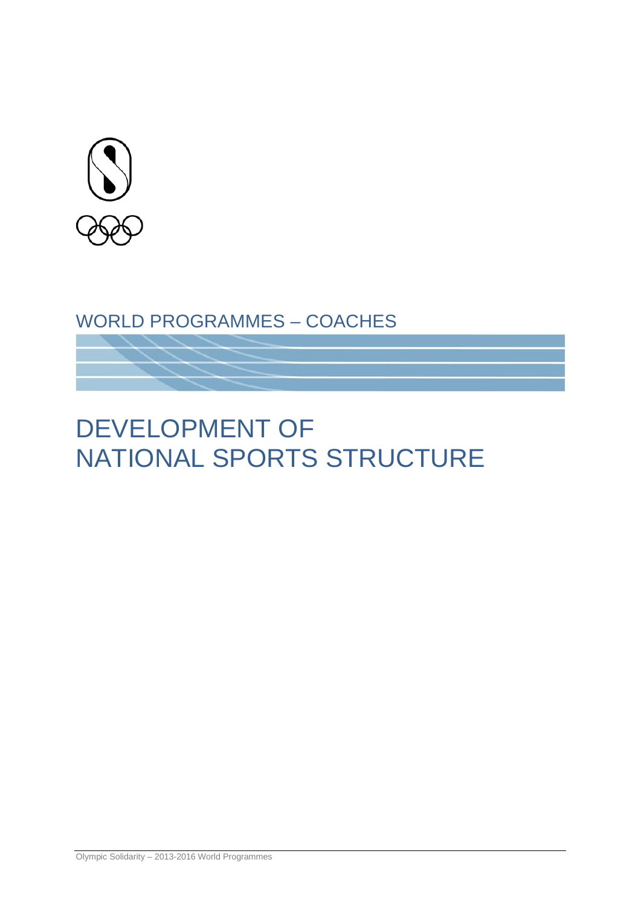WORLD PROGRAMMES – COACHES

# DEVELOPMENT OF NATIONAL SPORTS STRUCTURE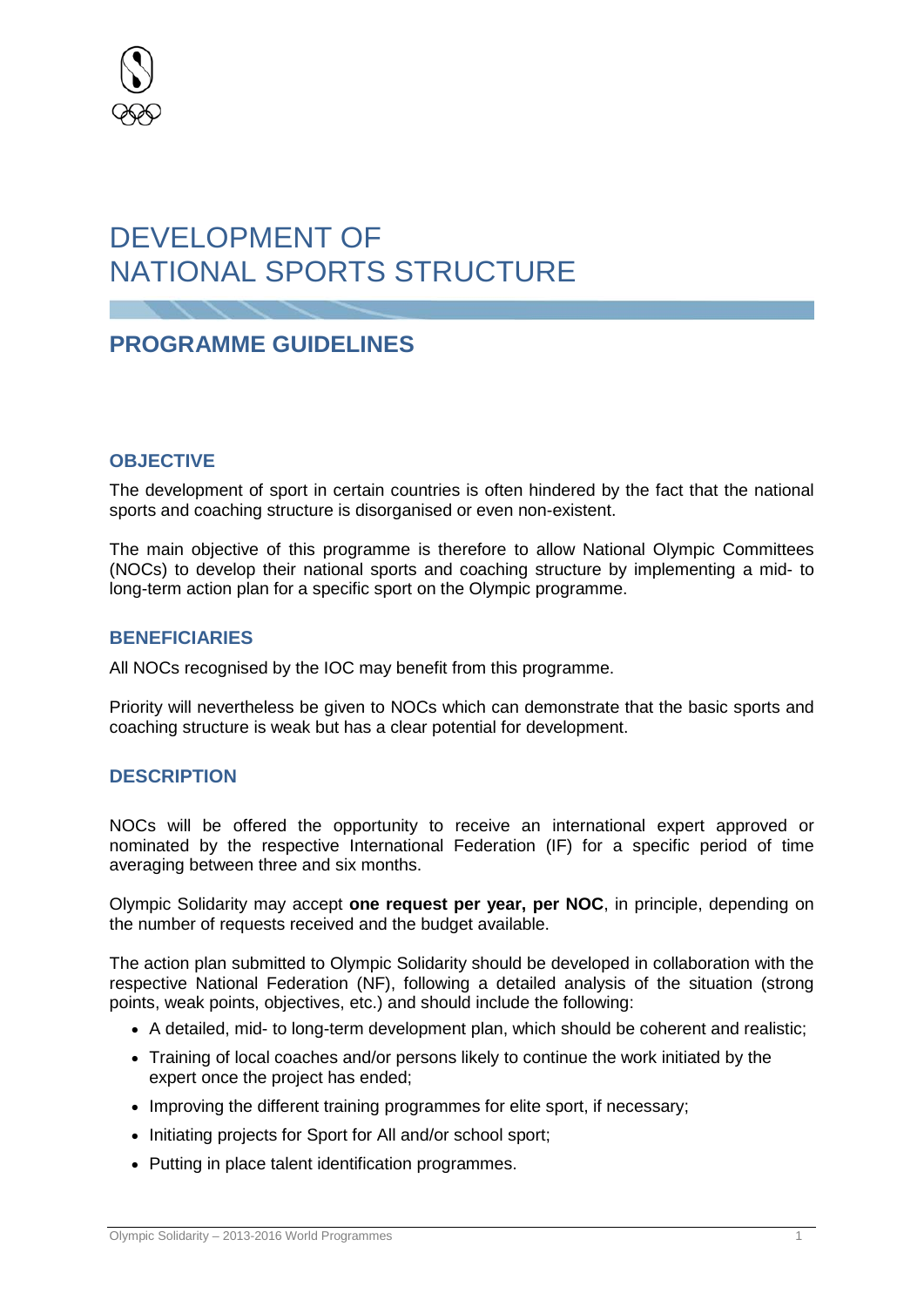# DEVELOPMENT OF NATIONAL SPORTS STRUCTURE

## PROGRAMME GUIDELINES

### OBJECTIVE

The development of sport in certain countries is often hindered by the fact that the national sports and coaching structure is disorganised or even non-existent.

The main objective of this programme is therefore to allow National Olympic Committees (NOCs) to develop their national sports and coaching structure by implementing a mid- to long-term action plan for a specific sport on the Olympic programme.

### BENEFICIARIES

All NOCs recognised by the IOC may benefit from this programme.

Priority will nevertheless be given to NOCs which can demonstrate that the basic sports and coaching structure is weak but has a clear potential for development.

### DESCRIPTION

NOCs will be offered the opportunity to receive an international expert approved or nominated by the respective International Federation (IF) for a specific period of time averaging between three and six months.

Olympic Solidarity may accept **one request per year, per NOC**, in principle, depending on the number of requests received and the budget available.

The action plan submitted to Olympic Solidarity should be developed in collaboration with the respective National Federation (NF), following a detailed analysis of the situation (strong points, weak points, objectives, etc.) and should include the following:

- A detailed, mid- to long-term development plan, which should be coherent and realistic;
- Training of local coaches and/or persons likely to continue the work initiated by the expert once the project has ended;
- Improving the different training programmes for elite sport, if necessary;
- Initiating projects for Sport for All and/or school sport;
- Putting in place talent identification programmes.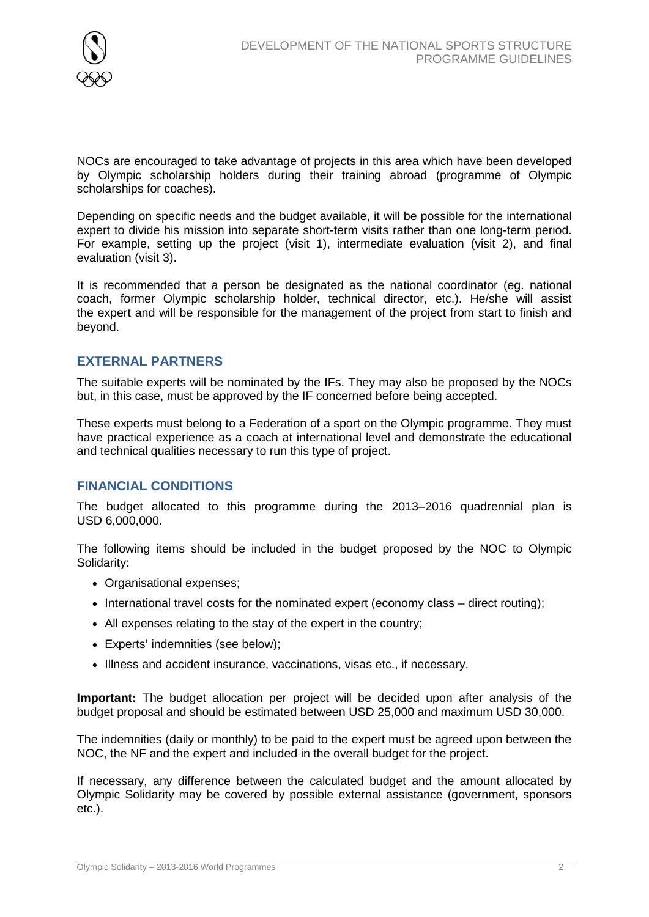NOCs are encouraged to take advantage of projects in this area which have been developed by Olympic scholarship holders during their training abroad (programme of Olympic scholarships for coaches).

Depending on specific needs and the budget available, it will be possible for the international expert to divide his mission into separate short-term visits rather than one long-term period. For example, setting up the project (visit 1), intermediate evaluation (visit 2), and final evaluation (visit 3).

It is recommended that a person be designated as the national coordinator (eg. national coach, former Olympic scholarship holder, technical director, etc.). He/she will assist the expert and will be responsible for the management of the project from start to finish and beyond.

## EXTERNAL PARTNERS

The suitable experts will be nominated by the IFs. They may also be proposed by the NOCs but, in this case, must be approved by the IF concerned before being accepted.

These experts must belong to a Federation of a sport on the Olympic programme. They must have practical experience as a coach at international level and demonstrate the educational and technical qualities necessary to run this type of project.

## FINANCIAL CONDITIONS

The budget allocated to this programme during the 2013–2016 quadrennial plan is USD 6,000,000.

The following items should be included in the budget proposed by the NOC to Olympic Solidarity:

- Organisational expenses;
- International travel costs for the nominated expert (economy class – direct routing);
- All expenses relating to the stay of the expert in the country;
- Experts' indemnities (see below);
- Illness and accident insurance, vaccinations, visas etc., if necessary.

**Important:** The budget allocation per project will be decided upon after analysis of the budget proposal and should be estimated between USD 25,000 and maximum USD 30,000.

The indemnities (daily or monthly) to be paid to the expert must be agreed upon between the NOC, the NF and the expert and included in the overall budget for the project.

If necessary, any difference between the calculated budget and the amount allocated by Olympic Solidarity may be covered by possible external assistance (government, sponsors etc.).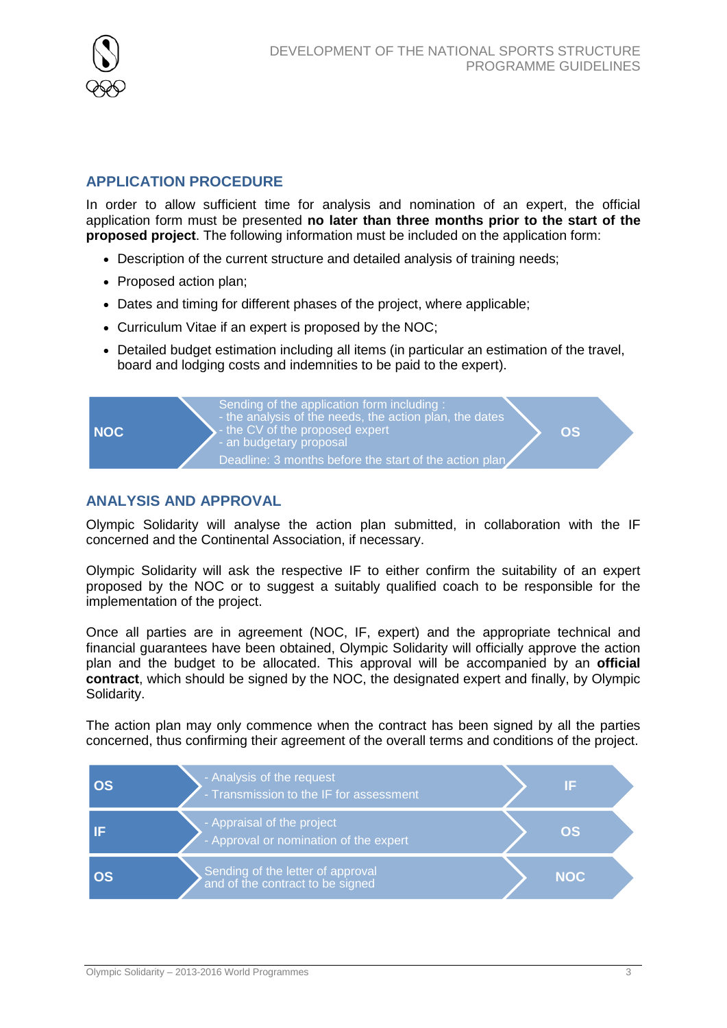## APPLICATION PROCEDURE

In order to allow sufficient time for analysis and nomination of an expert, the official application form must be presented **no later than three months prior to the start of the proposed project**. The following information must be included on the application form:

- Description of the current structure and detailed analysis of training needs;
- Proposed action plan;
- Dates and timing for different phases of the project, where applicable;
- Curriculum Vitae if an expert is proposed by the NOC;
- Detailed budget estimation including all items (in particular an estimation of the travel, board and lodging costs and indemnities to be paid to the expert).

| From | Action | To |
|---|---|---|
| **NOC** | Sending of the application form including :<br>- the analysis of the needs, the action plan, the dates<br>- the CV of the proposed expert<br>- an budgetary proposal<br>Deadline: 3 months before the start of the action plan | **OS** |

## ANALYSIS AND APPROVAL

Olympic Solidarity will analyse the action plan submitted, in collaboration with the IF concerned and the Continental Association, if necessary.

Olympic Solidarity will ask the respective IF to either confirm the suitability of an expert proposed by the NOC or to suggest a suitably qualified coach to be responsible for the implementation of the project.

Once all parties are in agreement (NOC, IF, expert) and the appropriate technical and financial guarantees have been obtained, Olympic Solidarity will officially approve the action plan and the budget to be allocated. This approval will be accompanied by an **official contract**, which should be signed by the NOC, the designated expert and finally, by Olympic Solidarity.

The action plan may only commence when the contract has been signed by all the parties concerned, thus confirming their agreement of the overall terms and conditions of the project.

| From | Action | To |
|---|---|---|
| **OS** | - Analysis of the request<br>- Transmission to the IF for assessment | **IF** |
| **IF** | - Appraisal of the project<br>- Approval or nomination of the expert | **OS** |
| **OS** | Sending of the letter of approval and of the contract to be signed | **NOC** |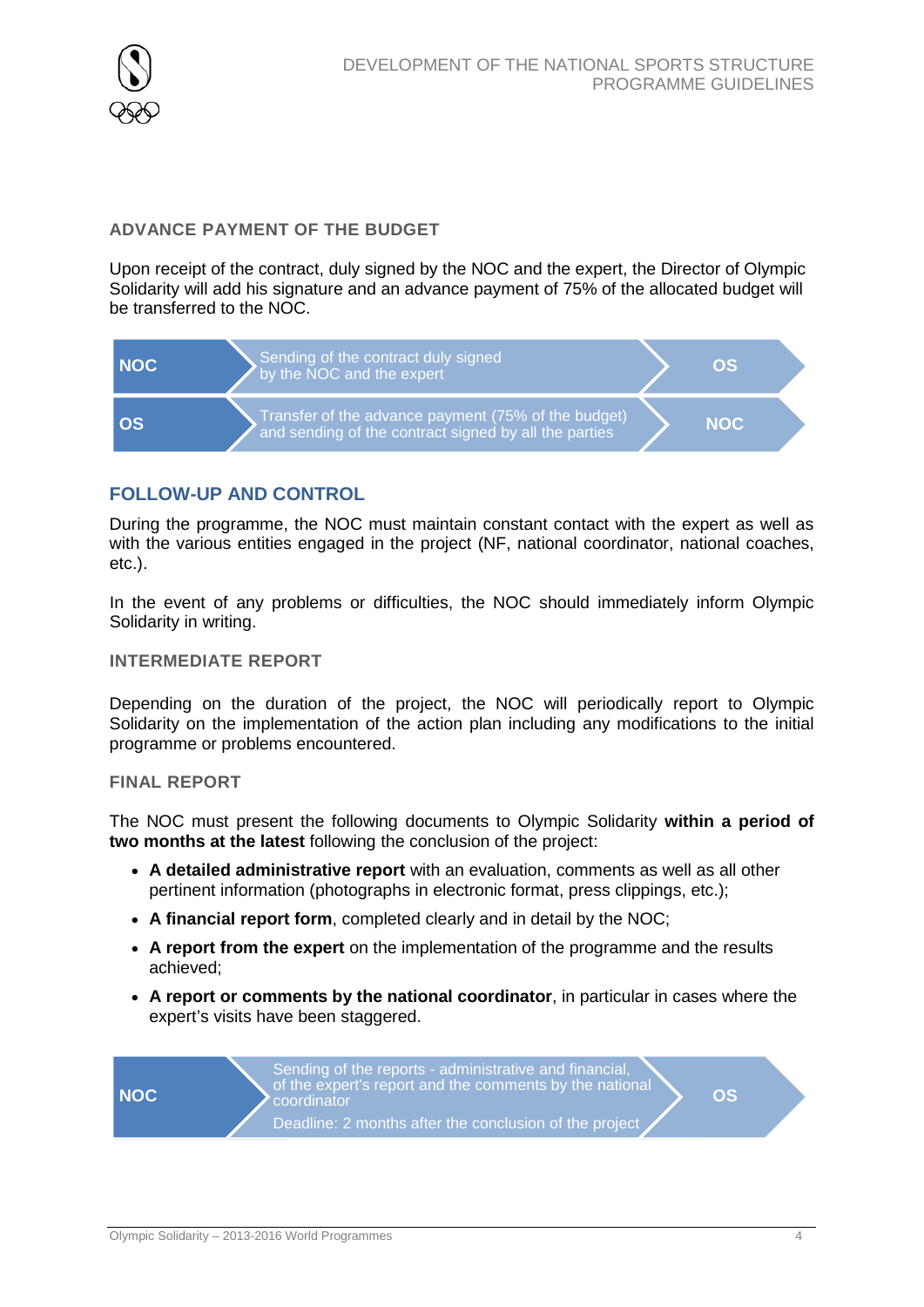### ADVANCE PAYMENT OF THE BUDGET

Upon receipt of the contract, duly signed by the NOC and the expert, the Director of Olympic Solidarity will add his signature and an advance payment of 75% of the allocated budget will be transferred to the NOC.

| From | Action | To |
| --- | --- | --- |
| NOC | Sending of the contract duly signed by the NOC and the expert | OS |
| OS | Transfer of the advance payment (75% of the budget) and sending of the contract signed by all the parties | NOC |

## FOLLOW-UP AND CONTROL

During the programme, the NOC must maintain constant contact with the expert as well as with the various entities engaged in the project (NF, national coordinator, national coaches, etc.).

In the event of any problems or difficulties, the NOC should immediately inform Olympic Solidarity in writing.

### INTERMEDIATE REPORT

Depending on the duration of the project, the NOC will periodically report to Olympic Solidarity on the implementation of the action plan including any modifications to the initial programme or problems encountered.

### FINAL REPORT

The NOC must present the following documents to Olympic Solidarity **within a period of two months at the latest** following the conclusion of the project:

- **A detailed administrative report** with an evaluation, comments as well as all other pertinent information (photographs in electronic format, press clippings, etc.);
- **A financial report form**, completed clearly and in detail by the NOC;
- **A report from the expert** on the implementation of the programme and the results achieved;
- **A report or comments by the national coordinator**, in particular in cases where the expert's visits have been staggered.

| From | Action | To |
| --- | --- | --- |
| NOC | Sending of the reports - administrative and financial, of the expert's report and the comments by the national coordinator<br>Deadline: 2 months after the conclusion of the project | OS |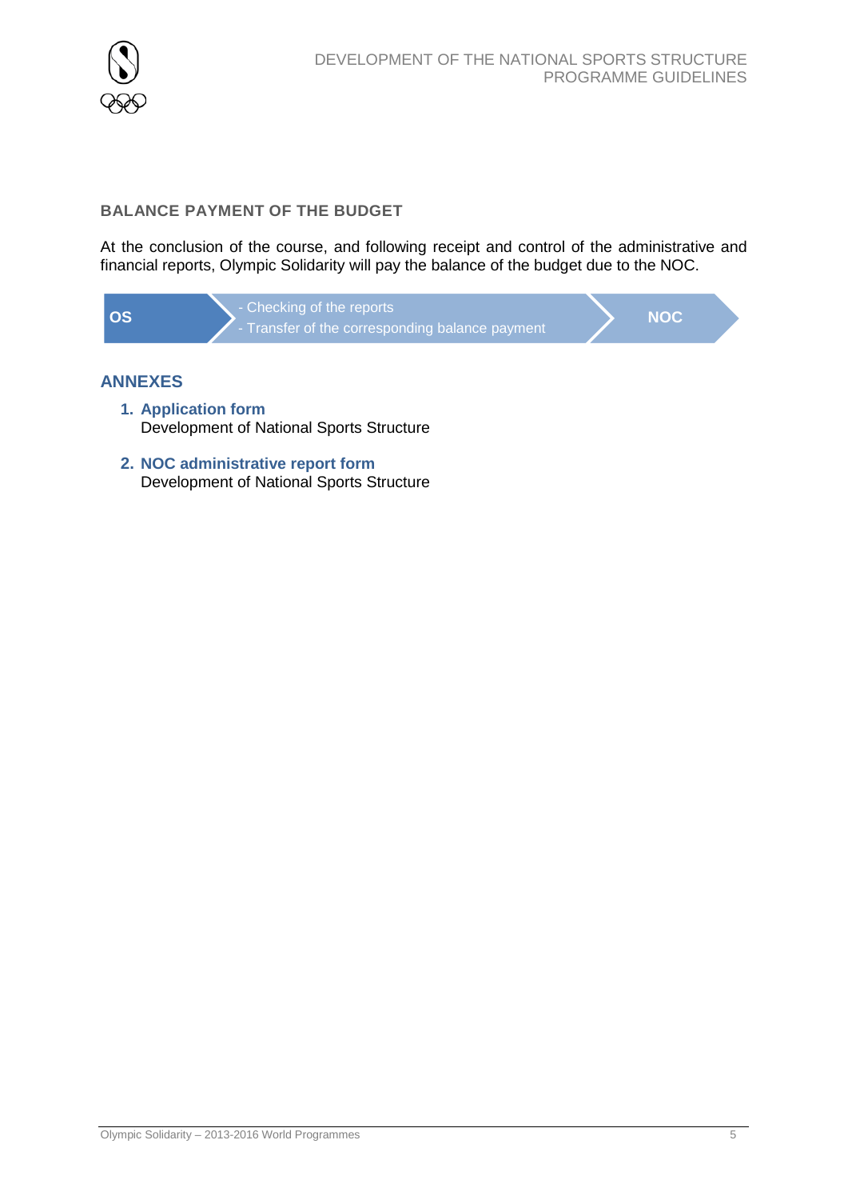### BALANCE PAYMENT OF THE BUDGET

At the conclusion of the course, and following receipt and control of the administrative and financial reports, Olympic Solidarity will pay the balance of the budget due to the NOC.

OS

- Checking of the reports
- Transfer of the corresponding balance payment

NOC

## ANNEXES

1. **Application form**
   Development of National Sports Structure

2. **NOC administrative report form**
   Development of National Sports Structure